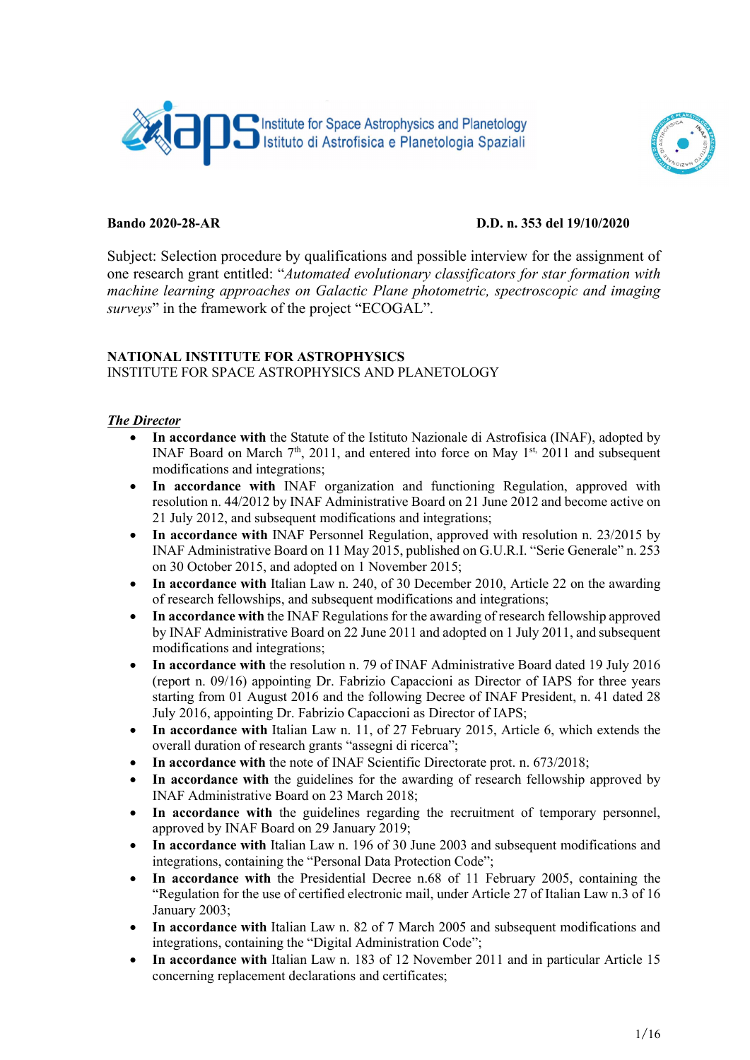**Bando 2020-28-AR** **D.D. n. 353 del 19/10/2020**

Subject: Selection procedure by qualifications and possible interview for the assignment of one research grant entitled: "*Automated evolutionary classificators for star formation with machine learning approaches on Galactic Plane photometric, spectroscopic and imaging surveys*" in the framework of the project "ECOGAL".

**NATIONAL INSTITUTE FOR ASTROPHYSICS**
INSTITUTE FOR SPACE ASTROPHYSICS AND PLANETOLOGY

***The Director***

- **In accordance with** the Statute of the Istituto Nazionale di Astrofisica (INAF), adopted by INAF Board on March 7th, 2011, and entered into force on May 1st, 2011 and subsequent modifications and integrations;
- **In accordance with** INAF organization and functioning Regulation, approved with resolution n. 44/2012 by INAF Administrative Board on 21 June 2012 and become active on 21 July 2012, and subsequent modifications and integrations;
- **In accordance with** INAF Personnel Regulation, approved with resolution n. 23/2015 by INAF Administrative Board on 11 May 2015, published on G.U.R.I. "Serie Generale" n. 253 on 30 October 2015, and adopted on 1 November 2015;
- **In accordance with** Italian Law n. 240, of 30 December 2010, Article 22 on the awarding of research fellowships, and subsequent modifications and integrations;
- **In accordance with** the INAF Regulations for the awarding of research fellowship approved by INAF Administrative Board on 22 June 2011 and adopted on 1 July 2011, and subsequent modifications and integrations;
- **In accordance with** the resolution n. 79 of INAF Administrative Board dated 19 July 2016 (report n. 09/16) appointing Dr. Fabrizio Capaccioni as Director of IAPS for three years starting from 01 August 2016 and the following Decree of INAF President, n. 41 dated 28 July 2016, appointing Dr. Fabrizio Capaccioni as Director of IAPS;
- **In accordance with** Italian Law n. 11, of 27 February 2015, Article 6, which extends the overall duration of research grants "assegni di ricerca";
- **In accordance with** the note of INAF Scientific Directorate prot. n. 673/2018;
- **In accordance with** the guidelines for the awarding of research fellowship approved by INAF Administrative Board on 23 March 2018;
- **In accordance with** the guidelines regarding the recruitment of temporary personnel, approved by INAF Board on 29 January 2019;
- **In accordance with** Italian Law n. 196 of 30 June 2003 and subsequent modifications and integrations, containing the "Personal Data Protection Code";
- **In accordance with** the Presidential Decree n.68 of 11 February 2005, containing the "Regulation for the use of certified electronic mail, under Article 27 of Italian Law n.3 of 16 January 2003;
- **In accordance with** Italian Law n. 82 of 7 March 2005 and subsequent modifications and integrations, containing the "Digital Administration Code";
- **In accordance with** Italian Law n. 183 of 12 November 2011 and in particular Article 15 concerning replacement declarations and certificates;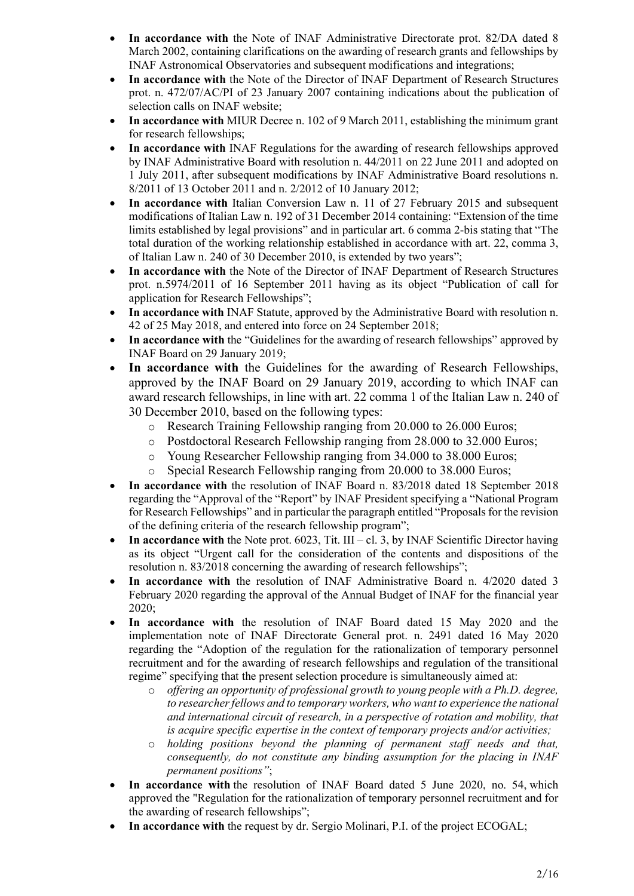- **In accordance with** the Note of INAF Administrative Directorate prot. 82/DA dated 8 March 2002, containing clarifications on the awarding of research grants and fellowships by INAF Astronomical Observatories and subsequent modifications and integrations;
- **In accordance with** the Note of the Director of INAF Department of Research Structures prot. n. 472/07/AC/PI of 23 January 2007 containing indications about the publication of selection calls on INAF website;
- **In accordance with** MIUR Decree n. 102 of 9 March 2011, establishing the minimum grant for research fellowships;
- **In accordance with** INAF Regulations for the awarding of research fellowships approved by INAF Administrative Board with resolution n. 44/2011 on 22 June 2011 and adopted on 1 July 2011, after subsequent modifications by INAF Administrative Board resolutions n. 8/2011 of 13 October 2011 and n. 2/2012 of 10 January 2012;
- **In accordance with** Italian Conversion Law n. 11 of 27 February 2015 and subsequent modifications of Italian Law n. 192 of 31 December 2014 containing: "Extension of the time limits established by legal provisions" and in particular art. 6 comma 2-bis stating that "The total duration of the working relationship established in accordance with art. 22, comma 3, of Italian Law n. 240 of 30 December 2010, is extended by two years";
- **In accordance with** the Note of the Director of INAF Department of Research Structures prot. n.5974/2011 of 16 September 2011 having as its object "Publication of call for application for Research Fellowships";
- **In accordance with** INAF Statute, approved by the Administrative Board with resolution n. 42 of 25 May 2018, and entered into force on 24 September 2018;
- **In accordance with** the "Guidelines for the awarding of research fellowships" approved by INAF Board on 29 January 2019;
- **In accordance with** the Guidelines for the awarding of Research Fellowships, approved by the INAF Board on 29 January 2019, according to which INAF can award research fellowships, in line with art. 22 comma 1 of the Italian Law n. 240 of 30 December 2010, based on the following types:
  - Research Training Fellowship ranging from 20.000 to 26.000 Euros;
  - Postdoctoral Research Fellowship ranging from 28.000 to 32.000 Euros;
  - Young Researcher Fellowship ranging from 34.000 to 38.000 Euros;
  - Special Research Fellowship ranging from 20.000 to 38.000 Euros;
- **In accordance with** the resolution of INAF Board n. 83/2018 dated 18 September 2018 regarding the "Approval of the "Report" by INAF President specifying a "National Program for Research Fellowships" and in particular the paragraph entitled "Proposals for the revision of the defining criteria of the research fellowship program";
- **In accordance with** the Note prot. 6023, Tit. III – cl. 3, by INAF Scientific Director having as its object "Urgent call for the consideration of the contents and dispositions of the resolution n. 83/2018 concerning the awarding of research fellowships";
- **In accordance with** the resolution of INAF Administrative Board n. 4/2020 dated 3 February 2020 regarding the approval of the Annual Budget of INAF for the financial year 2020;
- **In accordance with** the resolution of INAF Board dated 15 May 2020 and the implementation note of INAF Directorate General prot. n. 2491 dated 16 May 2020 regarding the "Adoption of the regulation for the rationalization of temporary personnel recruitment and for the awarding of research fellowships and regulation of the transitional regime" specifying that the present selection procedure is simultaneously aimed at:
  - *offering an opportunity of professional growth to young people with a Ph.D. degree, to researcher fellows and to temporary workers, who want to experience the national and international circuit of research, in a perspective of rotation and mobility, that is acquire specific expertise in the context of temporary projects and/or activities;*
  - *holding positions beyond the planning of permanent staff needs and that, consequently, do not constitute any binding assumption for the placing in INAF permanent positions"*;
- **In accordance with** the resolution of INAF Board dated 5 June 2020, no. 54, which approved the "Regulation for the rationalization of temporary personnel recruitment and for the awarding of research fellowships";
- **In accordance with** the request by dr. Sergio Molinari, P.I. of the project ECOGAL;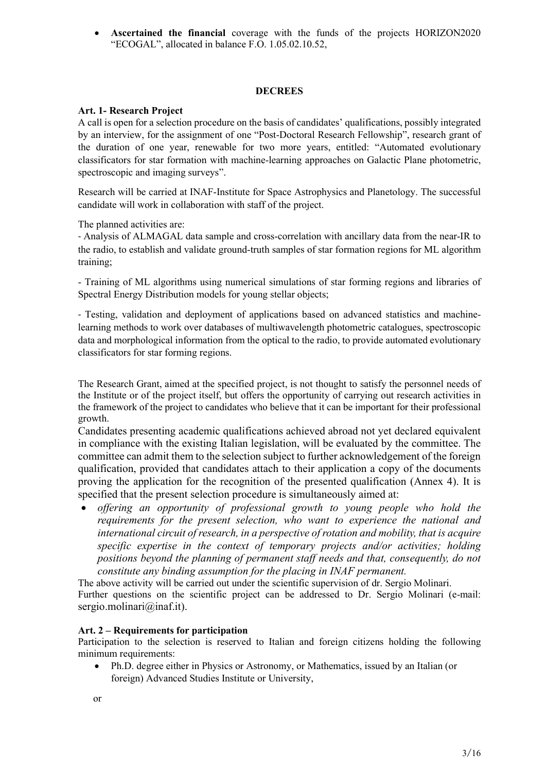- **Ascertained the financial** coverage with the funds of the projects HORIZON2020 "ECOGAL", allocated in balance F.O. 1.05.02.10.52,

## DECREES

### Art. 1- Research Project

A call is open for a selection procedure on the basis of candidates' qualifications, possibly integrated by an interview, for the assignment of one "Post-Doctoral Research Fellowship", research grant of the duration of one year, renewable for two more years, entitled: "Automated evolutionary classificators for star formation with machine-learning approaches on Galactic Plane photometric, spectroscopic and imaging surveys".

Research will be carried at INAF-Institute for Space Astrophysics and Planetology. The successful candidate will work in collaboration with staff of the project.

The planned activities are:

- Analysis of ALMAGAL data sample and cross-correlation with ancillary data from the near-IR to the radio, to establish and validate ground-truth samples of star formation regions for ML algorithm training;

- Training of ML algorithms using numerical simulations of star forming regions and libraries of Spectral Energy Distribution models for young stellar objects;

- Testing, validation and deployment of applications based on advanced statistics and machine-learning methods to work over databases of multiwavelength photometric catalogues, spectroscopic data and morphological information from the optical to the radio, to provide automated evolutionary classificators for star forming regions.

The Research Grant, aimed at the specified project, is not thought to satisfy the personnel needs of the Institute or of the project itself, but offers the opportunity of carrying out research activities in the framework of the project to candidates who believe that it can be important for their professional growth.

Candidates presenting academic qualifications achieved abroad not yet declared equivalent in compliance with the existing Italian legislation, will be evaluated by the committee. The committee can admit them to the selection subject to further acknowledgement of the foreign qualification, provided that candidates attach to their application a copy of the documents proving the application for the recognition of the presented qualification (Annex 4). It is specified that the present selection procedure is simultaneously aimed at:

- *offering an opportunity of professional growth to young people who hold the requirements for the present selection, who want to experience the national and international circuit of research, in a perspective of rotation and mobility, that is acquire specific expertise in the context of temporary projects and/or activities; holding positions beyond the planning of permanent staff needs and that, consequently, do not constitute any binding assumption for the placing in INAF permanent.*

The above activity will be carried out under the scientific supervision of dr. Sergio Molinari.
Further questions on the scientific project can be addressed to Dr. Sergio Molinari (e-mail: sergio.molinari@inaf.it).

### Art. 2 – Requirements for participation

Participation to the selection is reserved to Italian and foreign citizens holding the following minimum requirements:

- Ph.D. degree either in Physics or Astronomy, or Mathematics, issued by an Italian (or foreign) Advanced Studies Institute or University,

or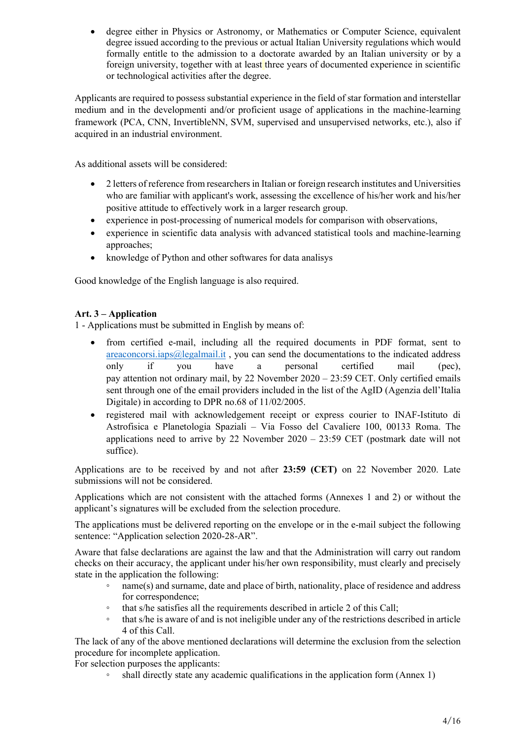- degree either in Physics or Astronomy, or Mathematics or Computer Science, equivalent degree issued according to the previous or actual Italian University regulations which would formally entitle to the admission to a doctorate awarded by an Italian university or by a foreign university, together with at least three years of documented experience in scientific or technological activities after the degree.

Applicants are required to possess substantial experience in the field of star formation and interstellar medium and in the developmenti and/or proficient usage of applications in the machine-learning framework (PCA, CNN, InvertibleNN, SVM, supervised and unsupervised networks, etc.), also if acquired in an industrial environment.

As additional assets will be considered:

- 2 letters of reference from researchers in Italian or foreign research institutes and Universities who are familiar with applicant's work, assessing the excellence of his/her work and his/her positive attitude to effectively work in a larger research group.
- experience in post-processing of numerical models for comparison with observations,
- experience in scientific data analysis with advanced statistical tools and machine-learning approaches;
- knowledge of Python and other softwares for data analisys

Good knowledge of the English language is also required.

**Art. 3 – Application**

1 - Applications must be submitted in English by means of:

- from certified e-mail, including all the required documents in PDF format, sent to areaconcorsi.iaps@legalmail.it , you can send the documentations to the indicated address only if you have a personal certified mail (pec), pay attention not ordinary mail, by 22 November 2020 – 23:59 CET. Only certified emails sent through one of the email providers included in the list of the AgID (Agenzia dell'Italia Digitale) in according to DPR no.68 of 11/02/2005.
- registered mail with acknowledgement receipt or express courier to INAF-Istituto di Astrofisica e Planetologia Spaziali – Via Fosso del Cavaliere 100, 00133 Roma. The applications need to arrive by 22 November 2020 – 23:59 CET (postmark date will not suffice).

Applications are to be received by and not after **23:59 (CET)** on 22 November 2020. Late submissions will not be considered.

Applications which are not consistent with the attached forms (Annexes 1 and 2) or without the applicant's signatures will be excluded from the selection procedure.

The applications must be delivered reporting on the envelope or in the e-mail subject the following sentence: "Application selection 2020-28-AR".

Aware that false declarations are against the law and that the Administration will carry out random checks on their accuracy, the applicant under his/her own responsibility, must clearly and precisely state in the application the following:

- name(s) and surname, date and place of birth, nationality, place of residence and address for correspondence;
- that s/he satisfies all the requirements described in article 2 of this Call;
- that s/he is aware of and is not ineligible under any of the restrictions described in article 4 of this Call.

The lack of any of the above mentioned declarations will determine the exclusion from the selection procedure for incomplete application.

For selection purposes the applicants:

- shall directly state any academic qualifications in the application form (Annex 1)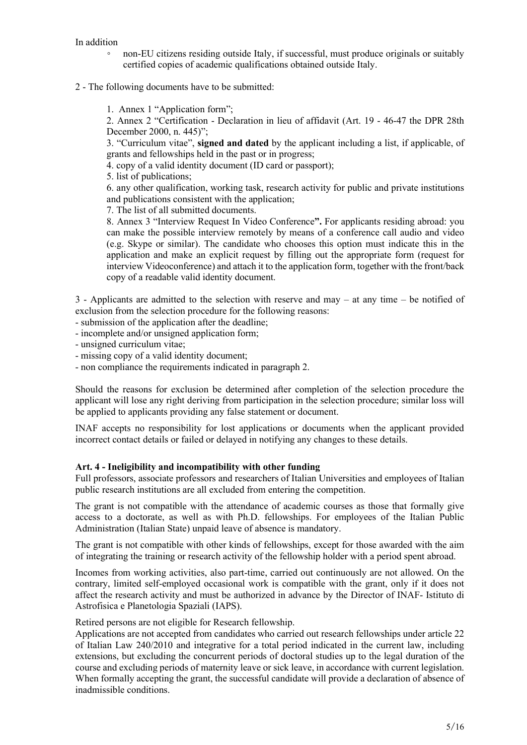In addition

- non-EU citizens residing outside Italy, if successful, must produce originals or suitably certified copies of academic qualifications obtained outside Italy.

2 - The following documents have to be submitted:

1. Annex 1 "Application form";
2. Annex 2 "Certification - Declaration in lieu of affidavit (Art. 19 - 46-47 the DPR 28th December 2000, n. 445)";
3. "Curriculum vitae", **signed and dated** by the applicant including a list, if applicable, of grants and fellowships held in the past or in progress;
4. copy of a valid identity document (ID card or passport);
5. list of publications;
6. any other qualification, working task, research activity for public and private institutions and publications consistent with the application;
7. The list of all submitted documents.
8. Annex 3 "Interview Request In Video Conference**".** For applicants residing abroad: you can make the possible interview remotely by means of a conference call audio and video (e.g. Skype or similar). The candidate who chooses this option must indicate this in the application and make an explicit request by filling out the appropriate form (request for interview Videoconference) and attach it to the application form, together with the front/back copy of a readable valid identity document.

3 - Applicants are admitted to the selection with reserve and may – at any time – be notified of exclusion from the selection procedure for the following reasons:

- submission of the application after the deadline;
- incomplete and/or unsigned application form;
- unsigned curriculum vitae;
- missing copy of a valid identity document;
- non compliance the requirements indicated in paragraph 2.

Should the reasons for exclusion be determined after completion of the selection procedure the applicant will lose any right deriving from participation in the selection procedure; similar loss will be applied to applicants providing any false statement or document.

INAF accepts no responsibility for lost applications or documents when the applicant provided incorrect contact details or failed or delayed in notifying any changes to these details.

**Art. 4 - Ineligibility and incompatibility with other funding**

Full professors, associate professors and researchers of Italian Universities and employees of Italian public research institutions are all excluded from entering the competition.

The grant is not compatible with the attendance of academic courses as those that formally give access to a doctorate, as well as with Ph.D. fellowships. For employees of the Italian Public Administration (Italian State) unpaid leave of absence is mandatory.

The grant is not compatible with other kinds of fellowships, except for those awarded with the aim of integrating the training or research activity of the fellowship holder with a period spent abroad.

Incomes from working activities, also part-time, carried out continuously are not allowed. On the contrary, limited self-employed occasional work is compatible with the grant, only if it does not affect the research activity and must be authorized in advance by the Director of INAF- Istituto di Astrofisica e Planetologia Spaziali (IAPS).

Retired persons are not eligible for Research fellowship.

Applications are not accepted from candidates who carried out research fellowships under article 22 of Italian Law 240/2010 and integrative for a total period indicated in the current law, including extensions, but excluding the concurrent periods of doctoral studies up to the legal duration of the course and excluding periods of maternity leave or sick leave, in accordance with current legislation. When formally accepting the grant, the successful candidate will provide a declaration of absence of inadmissible conditions.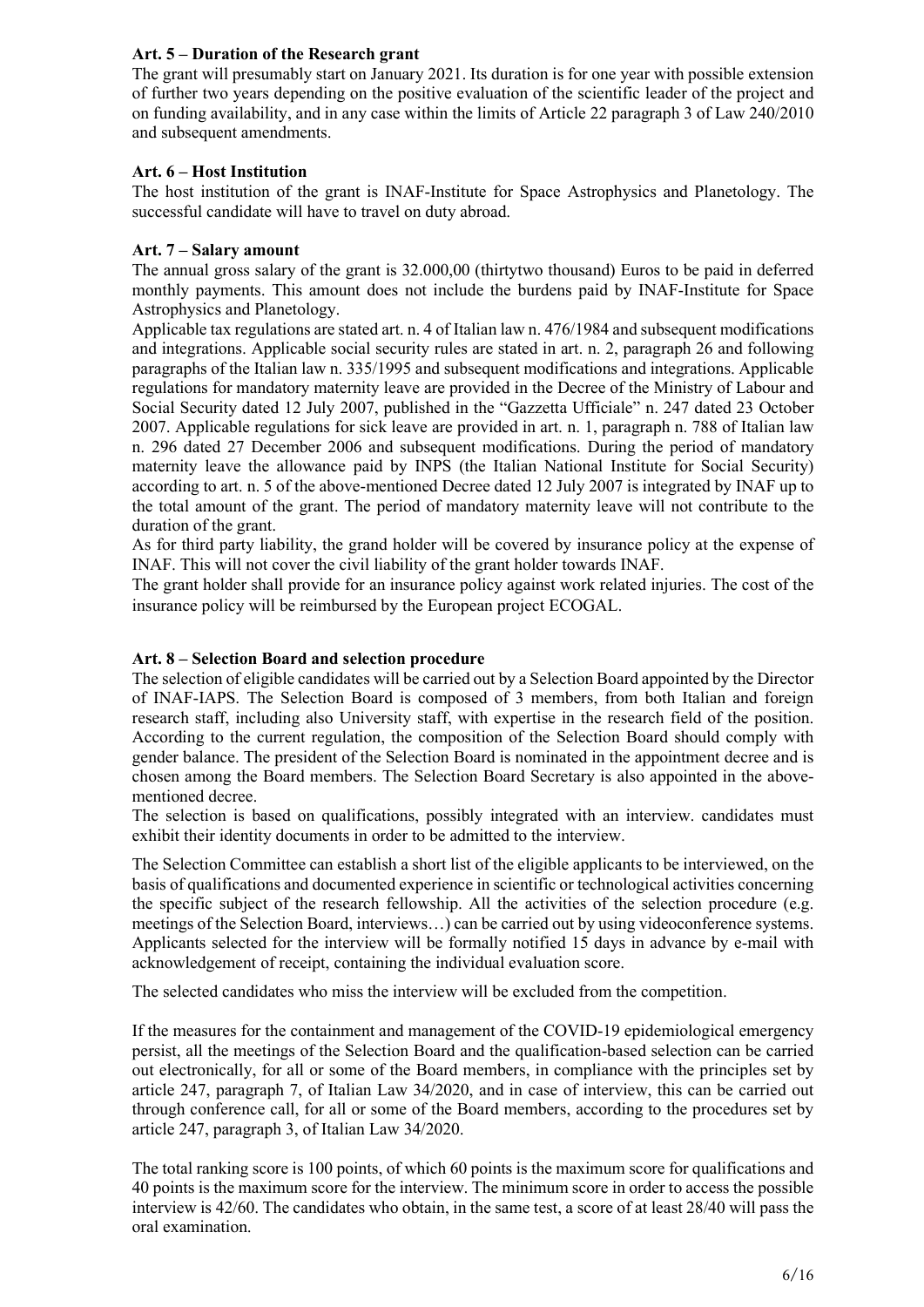**Art. 5 – Duration of the Research grant**

The grant will presumably start on January 2021. Its duration is for one year with possible extension of further two years depending on the positive evaluation of the scientific leader of the project and on funding availability, and in any case within the limits of Article 22 paragraph 3 of Law 240/2010 and subsequent amendments.

**Art. 6 – Host Institution**

The host institution of the grant is INAF-Institute for Space Astrophysics and Planetology. The successful candidate will have to travel on duty abroad.

**Art. 7 – Salary amount**

The annual gross salary of the grant is 32.000,00 (thirtytwo thousand) Euros to be paid in deferred monthly payments. This amount does not include the burdens paid by INAF-Institute for Space Astrophysics and Planetology.

Applicable tax regulations are stated art. n. 4 of Italian law n. 476/1984 and subsequent modifications and integrations. Applicable social security rules are stated in art. n. 2, paragraph 26 and following paragraphs of the Italian law n. 335/1995 and subsequent modifications and integrations. Applicable regulations for mandatory maternity leave are provided in the Decree of the Ministry of Labour and Social Security dated 12 July 2007, published in the "Gazzetta Ufficiale" n. 247 dated 23 October 2007. Applicable regulations for sick leave are provided in art. n. 1, paragraph n. 788 of Italian law n. 296 dated 27 December 2006 and subsequent modifications. During the period of mandatory maternity leave the allowance paid by INPS (the Italian National Institute for Social Security) according to art. n. 5 of the above-mentioned Decree dated 12 July 2007 is integrated by INAF up to the total amount of the grant. The period of mandatory maternity leave will not contribute to the duration of the grant.

As for third party liability, the grand holder will be covered by insurance policy at the expense of INAF. This will not cover the civil liability of the grant holder towards INAF.

The grant holder shall provide for an insurance policy against work related injuries. The cost of the insurance policy will be reimbursed by the European project ECOGAL.

**Art. 8 – Selection Board and selection procedure**

The selection of eligible candidates will be carried out by a Selection Board appointed by the Director of INAF-IAPS. The Selection Board is composed of 3 members, from both Italian and foreign research staff, including also University staff, with expertise in the research field of the position. According to the current regulation, the composition of the Selection Board should comply with gender balance. The president of the Selection Board is nominated in the appointment decree and is chosen among the Board members. The Selection Board Secretary is also appointed in the above-mentioned decree.

The selection is based on qualifications, possibly integrated with an interview. candidates must exhibit their identity documents in order to be admitted to the interview.

The Selection Committee can establish a short list of the eligible applicants to be interviewed, on the basis of qualifications and documented experience in scientific or technological activities concerning the specific subject of the research fellowship. All the activities of the selection procedure (e.g. meetings of the Selection Board, interviews…) can be carried out by using videoconference systems. Applicants selected for the interview will be formally notified 15 days in advance by e-mail with acknowledgement of receipt, containing the individual evaluation score.

The selected candidates who miss the interview will be excluded from the competition.

If the measures for the containment and management of the COVID-19 epidemiological emergency persist, all the meetings of the Selection Board and the qualification-based selection can be carried out electronically, for all or some of the Board members, in compliance with the principles set by article 247, paragraph 7, of Italian Law 34/2020, and in case of interview, this can be carried out through conference call, for all or some of the Board members, according to the procedures set by article 247, paragraph 3, of Italian Law 34/2020.

The total ranking score is 100 points, of which 60 points is the maximum score for qualifications and 40 points is the maximum score for the interview. The minimum score in order to access the possible interview is 42/60. The candidates who obtain, in the same test, a score of at least 28/40 will pass the oral examination.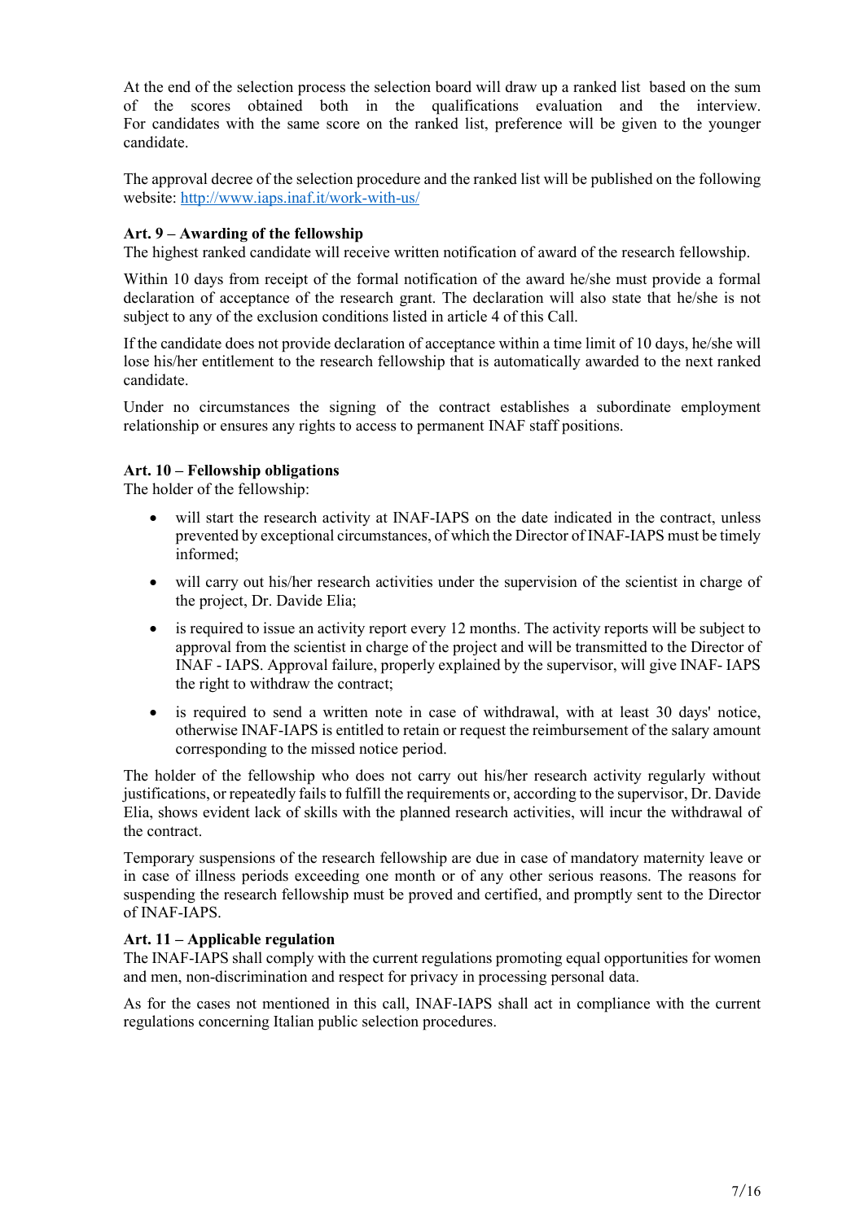At the end of the selection process the selection board will draw up a ranked list based on the sum of the scores obtained both in the qualifications evaluation and the interview. For candidates with the same score on the ranked list, preference will be given to the younger candidate.

The approval decree of the selection procedure and the ranked list will be published on the following website: http://www.iaps.inaf.it/work-with-us/

**Art. 9 – Awarding of the fellowship**

The highest ranked candidate will receive written notification of award of the research fellowship.

Within 10 days from receipt of the formal notification of the award he/she must provide a formal declaration of acceptance of the research grant. The declaration will also state that he/she is not subject to any of the exclusion conditions listed in article 4 of this Call.

If the candidate does not provide declaration of acceptance within a time limit of 10 days, he/she will lose his/her entitlement to the research fellowship that is automatically awarded to the next ranked candidate.

Under no circumstances the signing of the contract establishes a subordinate employment relationship or ensures any rights to access to permanent INAF staff positions.

**Art. 10 – Fellowship obligations**

The holder of the fellowship:

- will start the research activity at INAF-IAPS on the date indicated in the contract, unless prevented by exceptional circumstances, of which the Director of INAF-IAPS must be timely informed;
- will carry out his/her research activities under the supervision of the scientist in charge of the project, Dr. Davide Elia;
- is required to issue an activity report every 12 months. The activity reports will be subject to approval from the scientist in charge of the project and will be transmitted to the Director of INAF - IAPS. Approval failure, properly explained by the supervisor, will give INAF- IAPS the right to withdraw the contract;
- is required to send a written note in case of withdrawal, with at least 30 days' notice, otherwise INAF-IAPS is entitled to retain or request the reimbursement of the salary amount corresponding to the missed notice period.

The holder of the fellowship who does not carry out his/her research activity regularly without justifications, or repeatedly fails to fulfill the requirements or, according to the supervisor, Dr. Davide Elia, shows evident lack of skills with the planned research activities, will incur the withdrawal of the contract.

Temporary suspensions of the research fellowship are due in case of mandatory maternity leave or in case of illness periods exceeding one month or of any other serious reasons. The reasons for suspending the research fellowship must be proved and certified, and promptly sent to the Director of INAF-IAPS.

**Art. 11 – Applicable regulation**

The INAF-IAPS shall comply with the current regulations promoting equal opportunities for women and men, non-discrimination and respect for privacy in processing personal data.

As for the cases not mentioned in this call, INAF-IAPS shall act in compliance with the current regulations concerning Italian public selection procedures.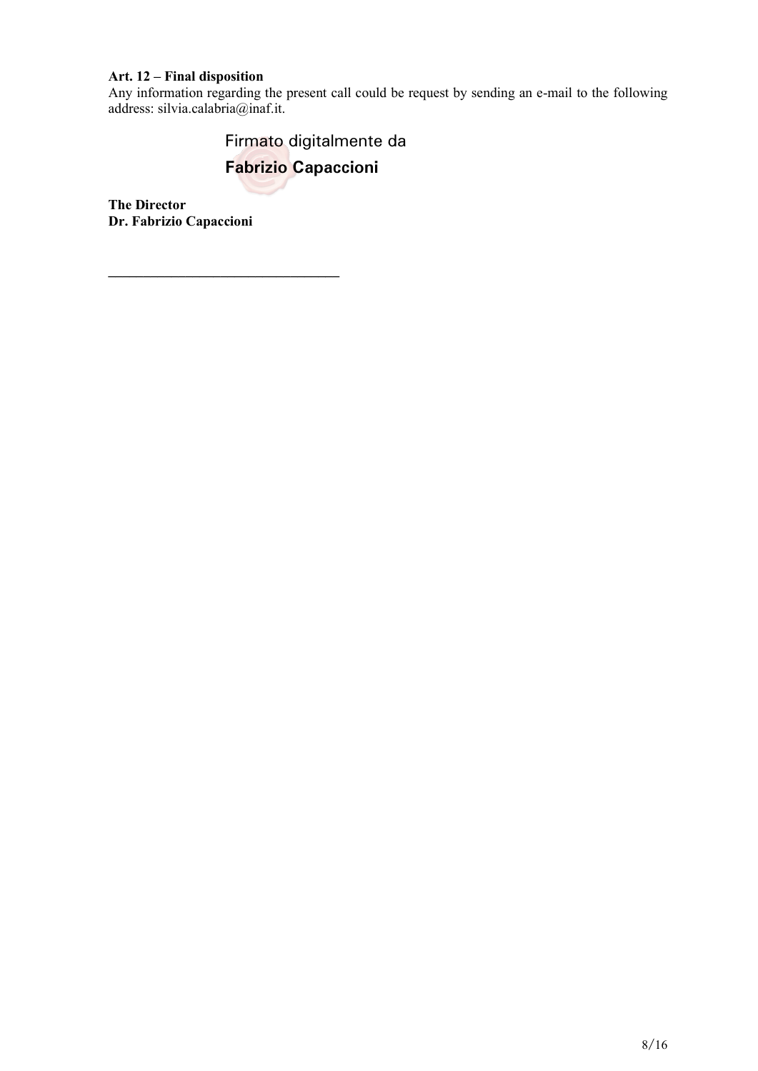**Art. 12 – Final disposition**

Any information regarding the present call could be request by sending an e-mail to the following address: silvia.calabria@inaf.it.

Firmato digitalmente da

**Fabrizio Capaccioni**

**The Director**
**Dr. Fabrizio Capaccioni**

________________________________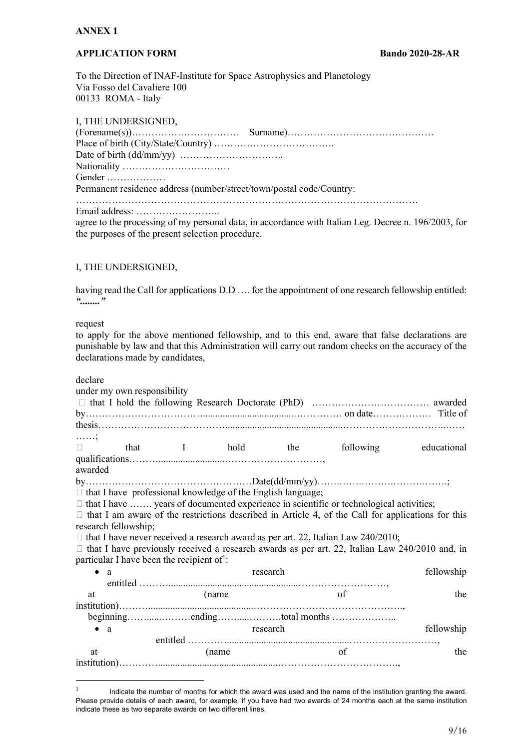**ANNEX 1**

**APPLICATION FORM** **Bando 2020-28-AR**

To the Direction of INAF-Institute for Space Astrophysics and Planetology
Via Fosso del Cavaliere 100
00133 ROMA - Italy

I, THE UNDERSIGNED,
(Forename(s))…………………………… Surname)………………………………………
Place of birth (City/State/Country) ……………………………….
Date of birth (dd/mm/yy) …………………………..
Nationality ……………………………
Gender ………………
Permanent residence address (number/street/town/postal code/Country:
…………………………………………………………………………………………
Email address: ……………………..
agree to the processing of my personal data, in accordance with Italian Leg. Decree n. 196/2003, for the purposes of the present selection procedure.

I, THE UNDERSIGNED,

having read the Call for applications D.D …. for the appointment of one research fellowship entitled: ***“……..”***

request
to apply for the above mentioned fellowship, and to this end, aware that false declarations are punishable by law and that this Administration will carry out random checks on the accuracy of the declarations made by candidates,

declare
under my own responsibility

-  that I hold the following Research Doctorate (PhD) ……………………………… awarded by………………………………....................................…………… on date……………… Title of thesis…………………………………..............................................……………………………..…… ……;
-  that I hold the following educational qualifications………...........................…………………………, awarded by……………………………………………Date(dd/mm/yy)…….…….……….…….…….….;
-  that I have professional knowledge of the English language;
-  that I have ……. years of documented experience in scientific or technological activities;
-  that I am aware of the restrictions described in Article 4, of the Call for applications for this research fellowship;
-  that I have never received a research award as per art. 22, Italian Law 240/2010;
-  that I have previously received a research awards as per art. 22, Italian Law 240/2010 and, in particular I have been the recipient of[1]:
  - a research fellowship entitled ………....................................................………………………, at (name of the institution)……….............................................……………………………………., beginning……......………ending……......……….total months ………………..
  - a research fellowship entitled …………...............................................………………………, at (name of the institution)…………..............................................……………………………….,

[1] Indicate the number of months for which the award was used and the name of the institution granting the award. Please provide details of each award, for example, if you have had two awards of 24 months each at the same institution indicate these as two separate awards on two different lines.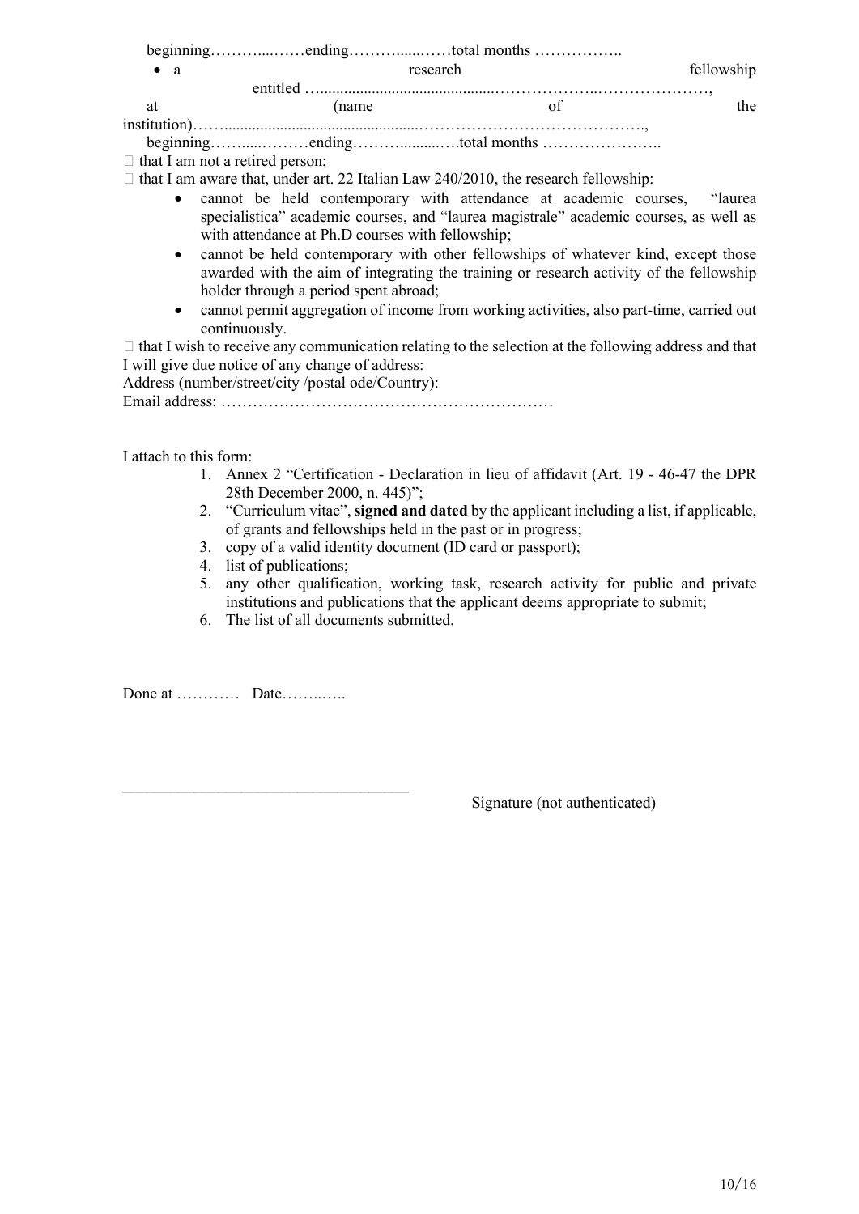beginning………....……ending……….......……total months ……………..

- a research fellowship entitled …..........................................………………..…………………, at (name of the institution)…….................................................……………………………………., beginning……......………ending……….........….total months …………………..

☐ that I am not a retired person;

☐ that I am aware that, under art. 22 Italian Law 240/2010, the research fellowship:

- cannot be held contemporary with attendance at academic courses, "laurea specialistica" academic courses, and "laurea magistrale" academic courses, as well as with attendance at Ph.D courses with fellowship;
- cannot be held contemporary with other fellowships of whatever kind, except those awarded with the aim of integrating the training or research activity of the fellowship holder through a period spent abroad;
- cannot permit aggregation of income from working activities, also part-time, carried out continuously.

☐ that I wish to receive any communication relating to the selection at the following address and that I will give due notice of any change of address:

Address (number/street/city /postal ode/Country):

Email address: ………………………………………………………

I attach to this form:

1. Annex 2 "Certification - Declaration in lieu of affidavit (Art. 19 - 46-47 the DPR 28th December 2000, n. 445)";
2. "Curriculum vitae", **signed and dated** by the applicant including a list, if applicable, of grants and fellowships held in the past or in progress;
3. copy of a valid identity document (ID card or passport);
4. list of publications;
5. any other qualification, working task, research activity for public and private institutions and publications that the applicant deems appropriate to submit;
6. The list of all documents submitted.

Done at ………… Date……..…..

\_\_\_\_\_\_\_\_\_\_\_\_\_\_\_\_\_\_\_\_\_\_\_\_\_\_\_\_\_\_\_\_\_\_\_

Signature (not authenticated)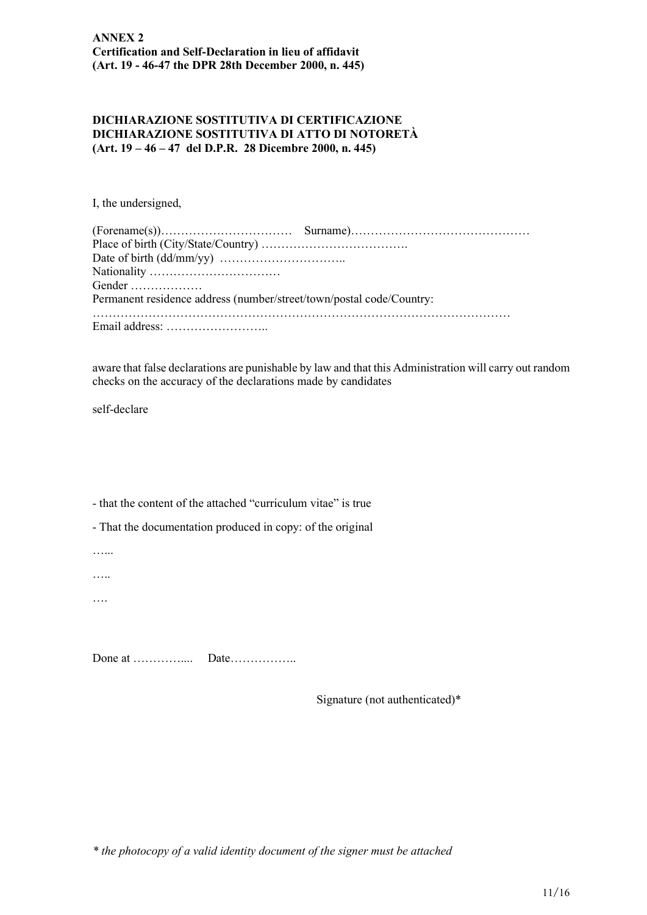**ANNEX 2**
**Certification and Self-Declaration in lieu of affidavit**
**(Art. 19 - 46-47 the DPR 28th December 2000, n. 445)**

**DICHIARAZIONE SOSTITUTIVA DI CERTIFICAZIONE**
**DICHIARAZIONE SOSTITUTIVA DI ATTO DI NOTORETÀ**
**(Art. 19 – 46 – 47 del D.P.R. 28 Dicembre 2000, n. 445)**

I, the undersigned,

(Forename(s))…………………………… Surname)………………………………………
Place of birth (City/State/Country) ……………………………….
Date of birth (dd/mm/yy) …………………………..
Nationality ……………………………
Gender ………………
Permanent residence address (number/street/town/postal code/Country:
…………………………………………………………………………………………
Email address: ……………………..

aware that false declarations are punishable by law and that this Administration will carry out random checks on the accuracy of the declarations made by candidates

self-declare

- that the content of the attached "curriculum vitae" is true
- That the documentation produced in copy: of the original

…...

…..

….

Done at ………….... Date……………..

Signature (not authenticated)*

*\* the photocopy of a valid identity document of the signer must be attached*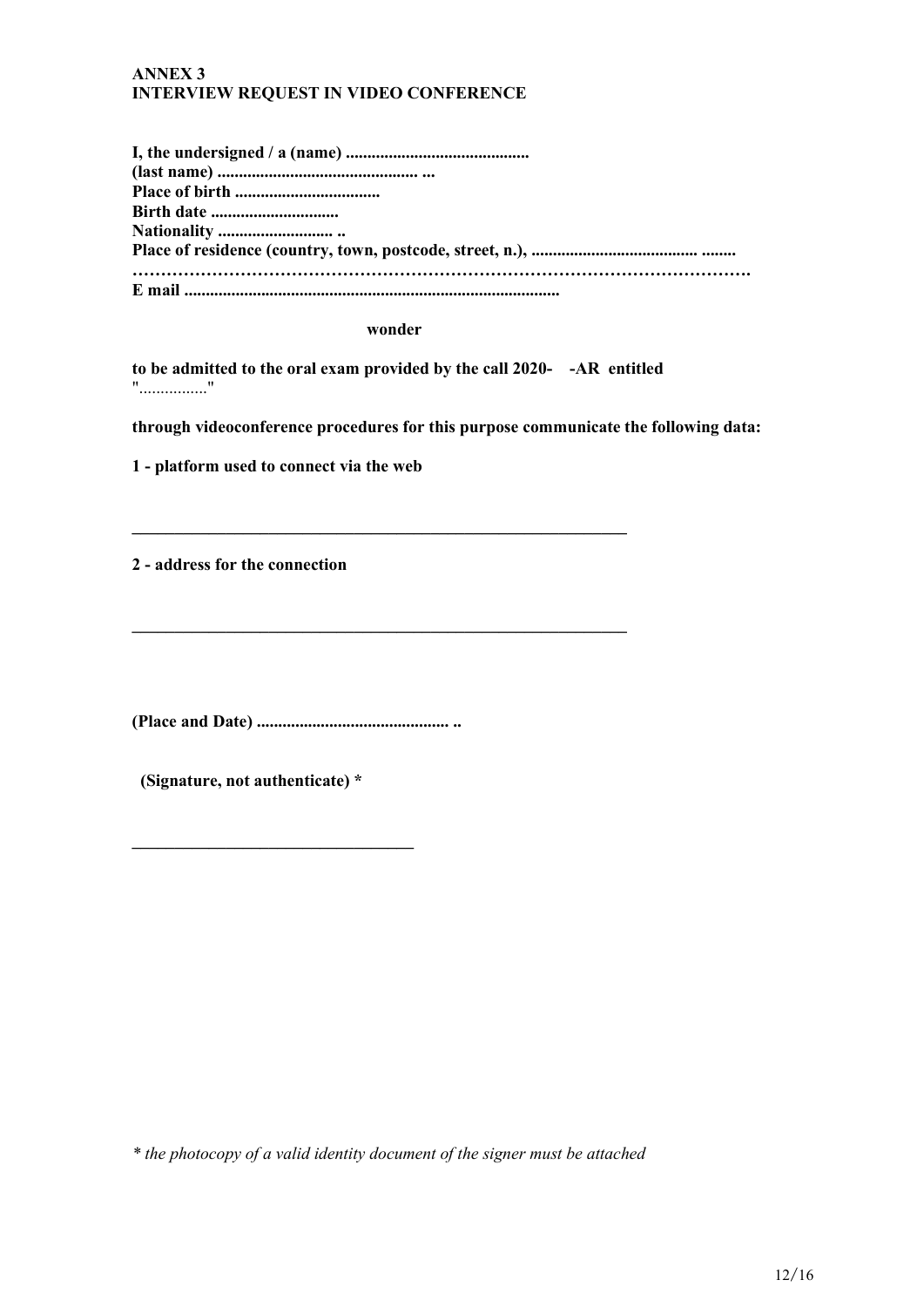**ANNEX 3**
**INTERVIEW REQUEST IN VIDEO CONFERENCE**

**I, the undersigned / a (name) ..........................................**
**(last name) ............................................... ...**
**Place of birth ..................................**
**Birth date ..............................**
**Nationality ........................... ..**
**Place of residence (country, town, postcode, street, n.), ...................................... ........**
**………………………………………………………………………………………………….**
**E mail .......................................................................................**

**wonder**

**to be admitted to the oral exam provided by the call 2020- -AR entitled**
"................"

**through videoconference procedures for this purpose communicate the following data:**

**1 - platform used to connect via the web**

______________________________________________________________

**2 - address for the connection**

______________________________________________________________

**(Place and Date) ............................................ ..**

**(Signature, not authenticate) \***

___________________________________

*\* the photocopy of a valid identity document of the signer must be attached*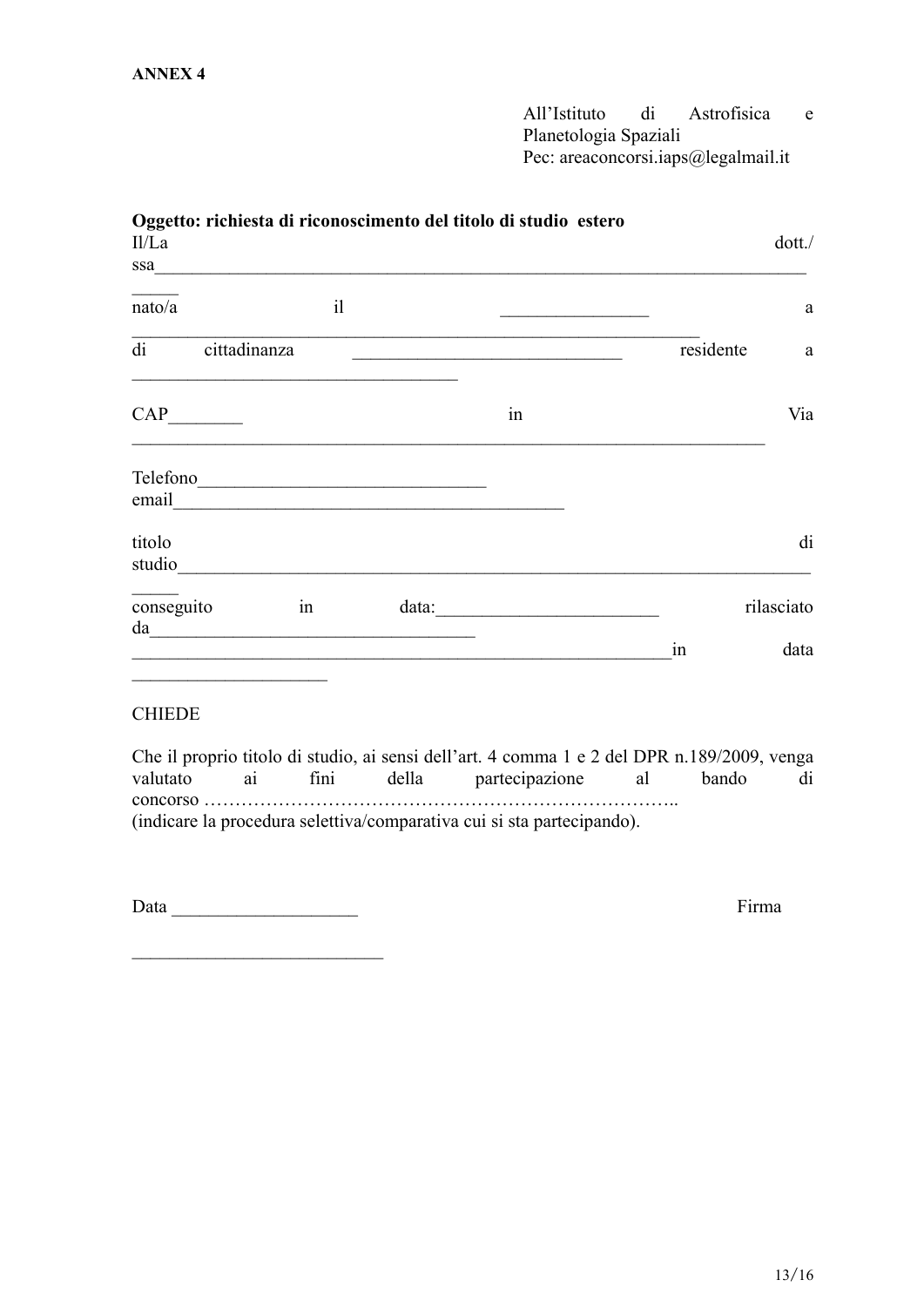**ANNEX 4**

All'Istituto di Astrofisica e Planetologia Spaziali
Pec: areaconcorsi.iaps@legalmail.it

**Oggetto: richiesta di riconoscimento del titolo di studio estero**

Il/La dott./ssa___________________________________________________________________________

nato/a il ________________ a ________________________________________________________________

di cittadinanza _____________________________ residente a ___________________________________

CAP________ in Via _______________________________________________________________________

Telefono_______________________________
email___________________________________________

titolo di studio___________________________________________________________________________

conseguito in data:________________________ rilasciato da___________________________________

_____________________________________________________________in data _____________________

CHIEDE

Che il proprio titolo di studio, ai sensi dell'art. 4 comma 1 e 2 del DPR n.189/2009, venga valutato ai fini della partecipazione al bando di concorso …………………………………………………………………..
(indicare la procedura selettiva/comparativa cui si sta partecipando).

Data ____________________ Firma

___________________________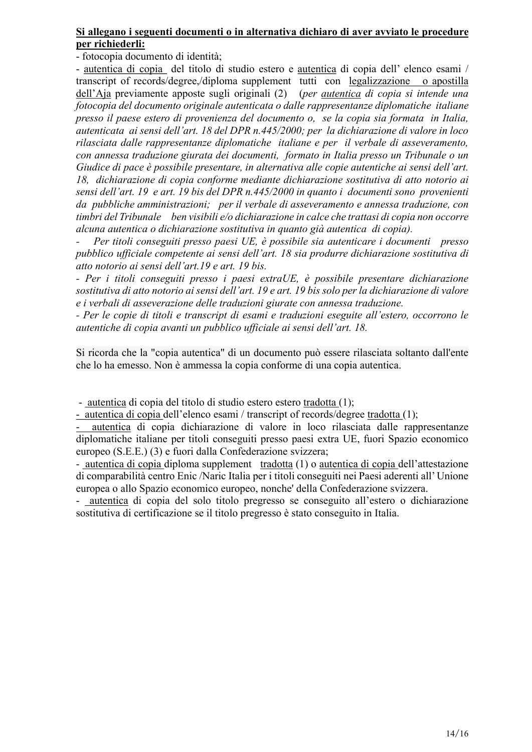**<u>Si allegano i seguenti documenti o in alternativa dichiaro di aver avviato le procedure per richiederli:</u>**

- fotocopia documento di identità;
- <u>autentica di copia</u> del titolo di studio estero e <u>autentica</u> di copia dell' elenco esami / transcript of records/degree,/diploma supplement tutti con <u>legalizzazione o apostilla dell'Aja</u> previamente apposte sugli originali (2) (*per <u>autentica</u> di copia si intende una fotocopia del documento originale autenticata o dalle rappresentanze diplomatiche italiane presso il paese estero di provenienza del documento o, se la copia sia formata in Italia, autenticata ai sensi dell'art. 18 del DPR n.445/2000; per la dichiarazione di valore in loco rilasciata dalle rappresentanze diplomatiche italiane e per il verbale di asseveramento, con annessa traduzione giurata dei documenti, formato in Italia presso un Tribunale o un Giudice di pace è possibile presentare, in alternativa alle copie autentiche ai sensi dell'art. 18, dichiarazione di copia conforme mediante dichiarazione sostitutiva di atto notorio ai sensi dell'art. 19 e art. 19 bis del DPR n.445/2000 in quanto i documenti sono provenienti da pubbliche amministrazioni; per il verbale di asseveramento e annessa traduzione, con timbri del Tribunale ben visibili e/o dichiarazione in calce che trattasi di copia non occorre alcuna autentica o dichiarazione sostitutiva in quanto già autentica di copia).*
- *Per titoli conseguiti presso paesi UE, è possibile sia autenticare i documenti presso pubblico ufficiale competente ai sensi dell'art. 18 sia produrre dichiarazione sostitutiva di atto notorio ai sensi dell'art.19 e art. 19 bis.*
- *Per i titoli conseguiti presso i paesi extraUE, è possibile presentare dichiarazione sostitutiva di atto notorio ai sensi dell'art. 19 e art. 19 bis solo per la dichiarazione di valore e i verbali di asseverazione delle traduzioni giurate con annessa traduzione.*
- *Per le copie di titoli e transcript di esami e traduzioni eseguite all'estero, occorrono le autentiche di copia avanti un pubblico ufficiale ai sensi dell'art. 18.*

Si ricorda che la "copia autentica" di un documento può essere rilasciata soltanto dall'ente che lo ha emesso. Non è ammessa la copia conforme di una copia autentica.

- <u>autentica</u> di copia del titolo di studio estero estero <u>tradotta</u> (1);
- <u>autentica di copia</u> dell'elenco esami / transcript of records/degree <u>tradotta</u> (1);
- <u>autentica</u> di copia dichiarazione di valore in loco rilasciata dalle rappresentanze diplomatiche italiane per titoli conseguiti presso paesi extra UE, fuori Spazio economico europeo (S.E.E.) (3) e fuori dalla Confederazione svizzera;
- <u>autentica di copia</u> diploma supplement <u>tradotta</u> (1) o <u>autentica di copia</u> dell'attestazione di comparabilità centro Enic /Naric Italia per i titoli conseguiti nei Paesi aderenti all' Unione europea o allo Spazio economico europeo, nonche' della Confederazione svizzera.
- <u>autentica</u> di copia del solo titolo pregresso se conseguito all'estero o dichiarazione sostitutiva di certificazione se il titolo pregresso è stato conseguito in Italia.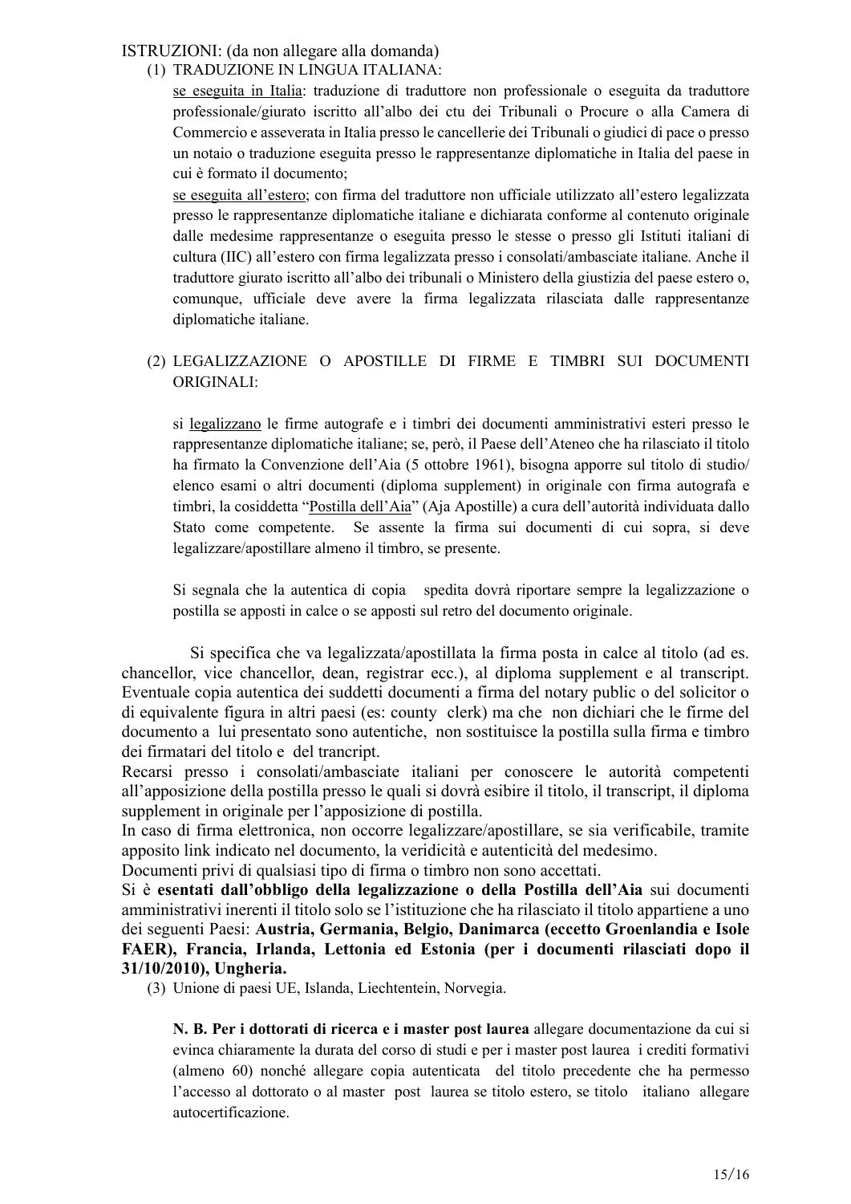ISTRUZIONI: (da non allegare alla domanda)

(1) TRADUZIONE IN LINGUA ITALIANA:

se eseguita in Italia: traduzione di traduttore non professionale o eseguita da traduttore professionale/giurato iscritto all'albo dei ctu dei Tribunali o Procure o alla Camera di Commercio e asseverata in Italia presso le cancellerie dei Tribunali o giudici di pace o presso un notaio o traduzione eseguita presso le rappresentanze diplomatiche in Italia del paese in cui è formato il documento;

se eseguita all'estero; con firma del traduttore non ufficiale utilizzato all'estero legalizzata presso le rappresentanze diplomatiche italiane e dichiarata conforme al contenuto originale dalle medesime rappresentanze o eseguita presso le stesse o presso gli Istituti italiani di cultura (IIC) all'estero con firma legalizzata presso i consolati/ambasciate italiane. Anche il traduttore giurato iscritto all'albo dei tribunali o Ministero della giustizia del paese estero o, comunque, ufficiale deve avere la firma legalizzata rilasciata dalle rappresentanze diplomatiche italiane.

(2) LEGALIZZAZIONE O APOSTILLE DI FIRME E TIMBRI SUI DOCUMENTI ORIGINALI:

si legalizzano le firme autografe e i timbri dei documenti amministrativi esteri presso le rappresentanze diplomatiche italiane; se, però, il Paese dell'Ateneo che ha rilasciato il titolo ha firmato la Convenzione dell'Aia (5 ottobre 1961), bisogna apporre sul titolo di studio/ elenco esami o altri documenti (diploma supplement) in originale con firma autografa e timbri, la cosiddetta "Postilla dell'Aia" (Aja Apostille) a cura dell'autorità individuata dallo Stato come competente. Se assente la firma sui documenti di cui sopra, si deve legalizzare/apostillare almeno il timbro, se presente.

Si segnala che la autentica di copia spedita dovrà riportare sempre la legalizzazione o postilla se apposti in calce o se apposti sul retro del documento originale.

Si specifica che va legalizzata/apostillata la firma posta in calce al titolo (ad es. chancellor, vice chancellor, dean, registrar ecc.), al diploma supplement e al transcript. Eventuale copia autentica dei suddetti documenti a firma del notary public o del solicitor o di equivalente figura in altri paesi (es: county clerk) ma che non dichiari che le firme del documento a lui presentato sono autentiche, non sostituisce la postilla sulla firma e timbro dei firmatari del titolo e del trancript.

Recarsi presso i consolati/ambasciate italiani per conoscere le autorità competenti all'apposizione della postilla presso le quali si dovrà esibire il titolo, il transcript, il diploma supplement in originale per l'apposizione di postilla.

In caso di firma elettronica, non occorre legalizzare/apostillare, se sia verificabile, tramite apposito link indicato nel documento, la veridicità e autenticità del medesimo.

Documenti privi di qualsiasi tipo di firma o timbro non sono accettati.

Si è **esentati dall'obbligo della legalizzazione o della Postilla dell'Aia** sui documenti amministrativi inerenti il titolo solo se l'istituzione che ha rilasciato il titolo appartiene a uno dei seguenti Paesi: **Austria, Germania, Belgio, Danimarca (eccetto Groenlandia e Isole FAER), Francia, Irlanda, Lettonia ed Estonia (per i documenti rilasciati dopo il 31/10/2010), Ungheria.**

(3) Unione di paesi UE, Islanda, Liechtentein, Norvegia.

**N. B. Per i dottorati di ricerca e i master post laurea** allegare documentazione da cui si evinca chiaramente la durata del corso di studi e per i master post laurea i crediti formativi (almeno 60) nonché allegare copia autenticata del titolo precedente che ha permesso l'accesso al dottorato o al master post laurea se titolo estero, se titolo italiano allegare autocertificazione.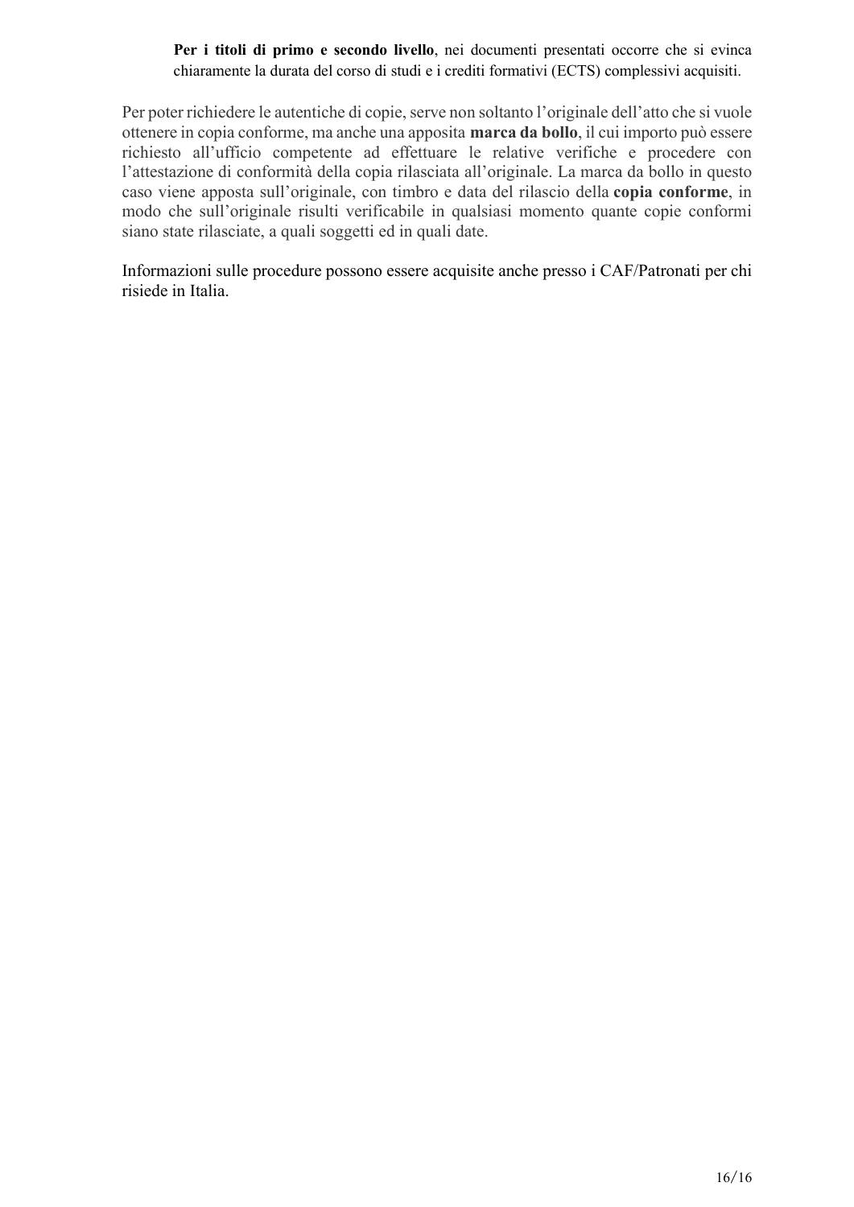**Per i titoli di primo e secondo livello**, nei documenti presentati occorre che si evinca chiaramente la durata del corso di studi e i crediti formativi (ECTS) complessivi acquisiti.

Per poter richiedere le autentiche di copie, serve non soltanto l'originale dell'atto che si vuole ottenere in copia conforme, ma anche una apposita **marca da bollo**, il cui importo può essere richiesto all'ufficio competente ad effettuare le relative verifiche e procedere con l'attestazione di conformità della copia rilasciata all'originale. La marca da bollo in questo caso viene apposta sull'originale, con timbro e data del rilascio della **copia conforme**, in modo che sull'originale risulti verificabile in qualsiasi momento quante copie conformi siano state rilasciate, a quali soggetti ed in quali date.

Informazioni sulle procedure possono essere acquisite anche presso i CAF/Patronati per chi risiede in Italia.